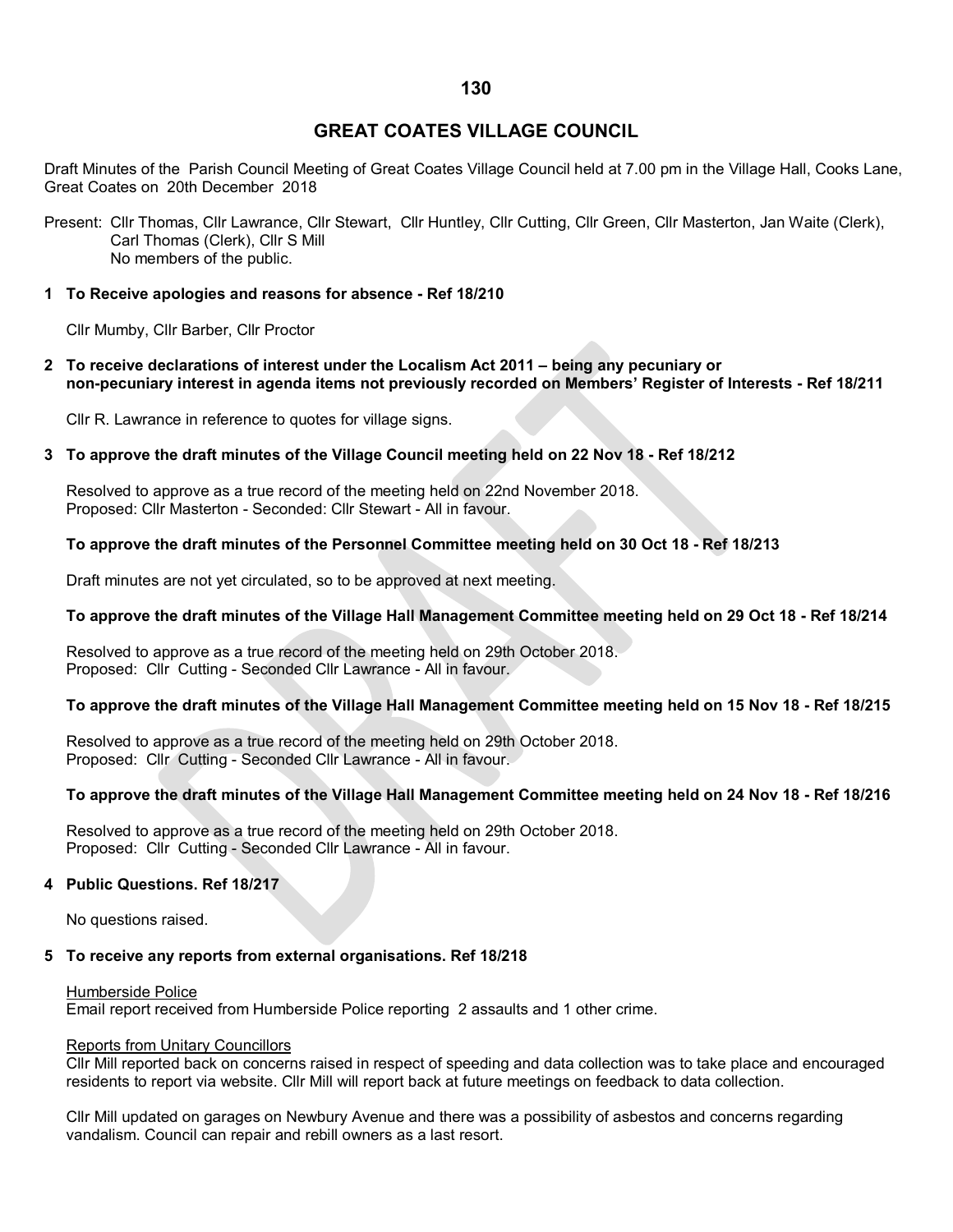# GREAT COATES VILLAGE COUNCIL

Draft Minutes of the Parish Council Meeting of Great Coates Village Council held at 7.00 pm in the Village Hall, Cooks Lane, Great Coates on 20th December 2018

Present: Cllr Thomas, Cllr Lawrance, Cllr Stewart, Cllr Huntley, Cllr Cutting, Cllr Green, Cllr Masterton, Jan Waite (Clerk), Carl Thomas (Clerk), Cllr S Mill
No members of the public.

**1 To Receive apologies and reasons for absence - Ref 18/210**

Cllr Mumby, Cllr Barber, Cllr Proctor

**2 To receive declarations of interest under the Localism Act 2011 – being any pecuniary or non-pecuniary interest in agenda items not previously recorded on Members' Register of Interests - Ref 18/211**

Cllr R. Lawrance in reference to quotes for village signs.

**3 To approve the draft minutes of the Village Council meeting held on 22 Nov 18 - Ref 18/212**

Resolved to approve as a true record of the meeting held on 22nd November 2018.
Proposed: Cllr Masterton - Seconded: Cllr Stewart - All in favour.

**To approve the draft minutes of the Personnel Committee meeting held on 30 Oct 18 - Ref 18/213**

Draft minutes are not yet circulated, so to be approved at next meeting.

**To approve the draft minutes of the Village Hall Management Committee meeting held on 29 Oct 18 - Ref 18/214**

Resolved to approve as a true record of the meeting held on 29th October 2018.
Proposed: Cllr Cutting - Seconded Cllr Lawrance - All in favour.

**To approve the draft minutes of the Village Hall Management Committee meeting held on 15 Nov 18 - Ref 18/215**

Resolved to approve as a true record of the meeting held on 29th October 2018.
Proposed: Cllr Cutting - Seconded Cllr Lawrance - All in favour.

**To approve the draft minutes of the Village Hall Management Committee meeting held on 24 Nov 18 - Ref 18/216**

Resolved to approve as a true record of the meeting held on 29th October 2018.
Proposed: Cllr Cutting - Seconded Cllr Lawrance - All in favour.

**4 Public Questions. Ref 18/217**

No questions raised.

**5 To receive any reports from external organisations. Ref 18/218**

Humberside Police
Email report received from Humberside Police reporting 2 assaults and 1 other crime.

Reports from Unitary Councillors
Cllr Mill reported back on concerns raised in respect of speeding and data collection was to take place and encouraged residents to report via website. Cllr Mill will report back at future meetings on feedback to data collection.

Cllr Mill updated on garages on Newbury Avenue and there was a possibility of asbestos and concerns regarding vandalism. Council can repair and rebill owners as a last resort.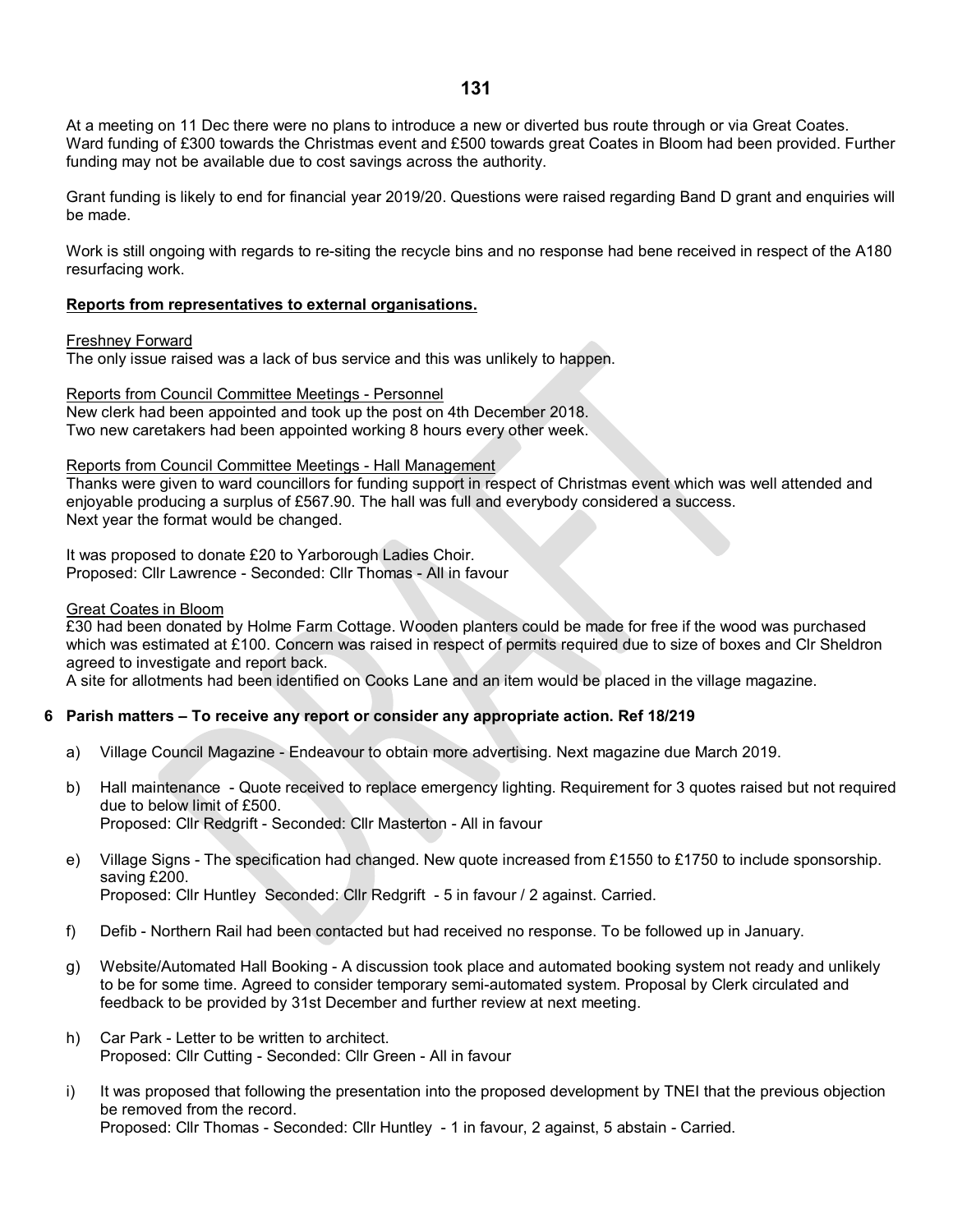At a meeting on 11 Dec there were no plans to introduce a new or diverted bus route through or via Great Coates. Ward funding of £300 towards the Christmas event and £500 towards great Coates in Bloom had been provided. Further funding may not be available due to cost savings across the authority.

Grant funding is likely to end for financial year 2019/20. Questions were raised regarding Band D grant and enquiries will be made.

Work is still ongoing with regards to re-siting the recycle bins and no response had bene received in respect of the A180 resurfacing work.

**Reports from representatives to external organisations.**

Freshney Forward
The only issue raised was a lack of bus service and this was unlikely to happen.

Reports from Council Committee Meetings - Personnel
New clerk had been appointed and took up the post on 4th December 2018.
Two new caretakers had been appointed working 8 hours every other week.

Reports from Council Committee Meetings - Hall Management
Thanks were given to ward councillors for funding support in respect of Christmas event which was well attended and enjoyable producing a surplus of £567.90. The hall was full and everybody considered a success.
Next year the format would be changed.

It was proposed to donate £20 to Yarborough Ladies Choir.
Proposed: Cllr Lawrence - Seconded: Cllr Thomas - All in favour

Great Coates in Bloom
£30 had been donated by Holme Farm Cottage. Wooden planters could be made for free if the wood was purchased which was estimated at £100. Concern was raised in respect of permits required due to size of boxes and Clr Sheldron agreed to investigate and report back.
A site for allotments had been identified on Cooks Lane and an item would be placed in the village magazine.

**6 Parish matters – To receive any report or consider any appropriate action. Ref 18/219**

a) Village Council Magazine - Endeavour to obtain more advertising. Next magazine due March 2019.

b) Hall maintenance - Quote received to replace emergency lighting. Requirement for 3 quotes raised but not required due to below limit of £500.
Proposed: Cllr Redgrift - Seconded: Cllr Masterton - All in favour

e) Village Signs - The specification had changed. New quote increased from £1550 to £1750 to include sponsorship. saving £200.
Proposed: Cllr Huntley Seconded: Cllr Redgrift - 5 in favour / 2 against. Carried.

f) Defib - Northern Rail had been contacted but had received no response. To be followed up in January.

g) Website/Automated Hall Booking - A discussion took place and automated booking system not ready and unlikely to be for some time. Agreed to consider temporary semi-automated system. Proposal by Clerk circulated and feedback to be provided by 31st December and further review at next meeting.

h) Car Park - Letter to be written to architect.
Proposed: Cllr Cutting - Seconded: Cllr Green - All in favour

i) It was proposed that following the presentation into the proposed development by TNEI that the previous objection be removed from the record.
Proposed: Cllr Thomas - Seconded: Cllr Huntley - 1 in favour, 2 against, 5 abstain - Carried.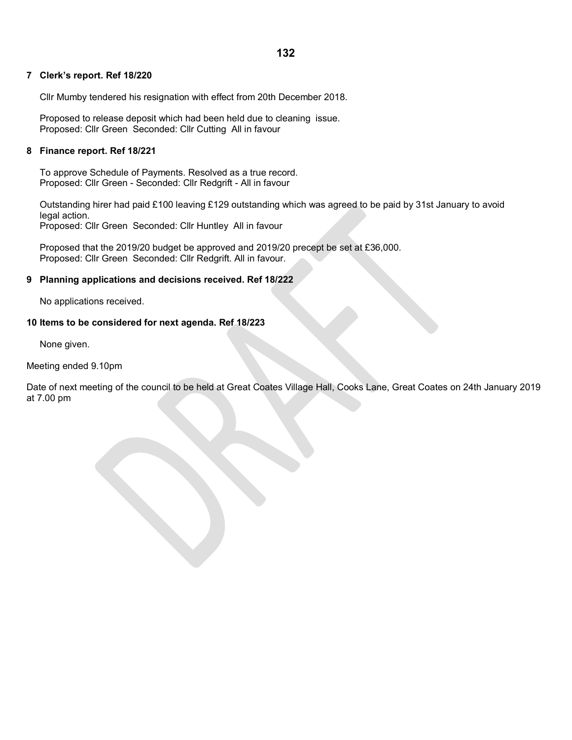**7 Clerk's report. Ref 18/220**

Cllr Mumby tendered his resignation with effect from 20th December 2018.

Proposed to release deposit which had been held due to cleaning issue.
Proposed: Cllr Green Seconded: Cllr Cutting All in favour

**8 Finance report. Ref 18/221**

To approve Schedule of Payments. Resolved as a true record.
Proposed: Cllr Green - Seconded: Cllr Redgrift - All in favour

Outstanding hirer had paid £100 leaving £129 outstanding which was agreed to be paid by 31st January to avoid legal action.
Proposed: Cllr Green Seconded: Cllr Huntley All in favour

Proposed that the 2019/20 budget be approved and 2019/20 precept be set at £36,000.
Proposed: Cllr Green Seconded: Cllr Redgrift. All in favour.

**9 Planning applications and decisions received. Ref 18/222**

No applications received.

**10 Items to be considered for next agenda. Ref 18/223**

None given.

Meeting ended 9.10pm

Date of next meeting of the council to be held at Great Coates Village Hall, Cooks Lane, Great Coates on 24th January 2019 at 7.00 pm